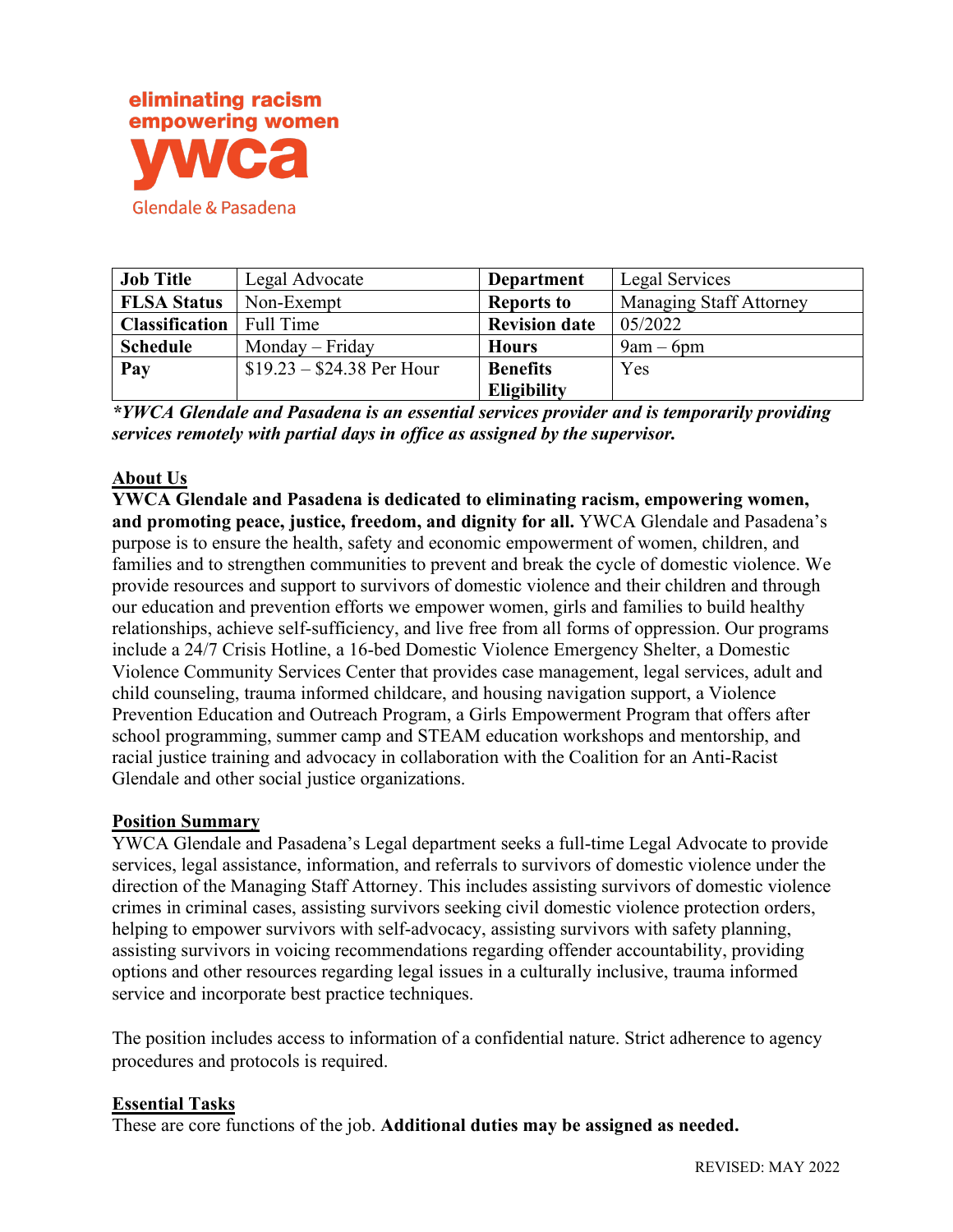eliminating racism
empowering women
ywca
Glendale & Pasadena

| Job Title | Legal Advocate | Department | Legal Services |
|---|---|---|---|
| FLSA Status | Non-Exempt | Reports to | Managing Staff Attorney |
| Classification | Full Time | Revision date | 05/2022 |
| Schedule | Monday – Friday | Hours | 9am – 6pm |
| Pay | $19.23 – $24.38 Per Hour | Benefits Eligibility | Yes |

***YWCA Glendale and Pasadena is an essential services provider and is temporarily providing services remotely with partial days in office as assigned by the supervisor.***

## About Us

**YWCA Glendale and Pasadena is dedicated to eliminating racism, empowering women, and promoting peace, justice, freedom, and dignity for all.** YWCA Glendale and Pasadena's purpose is to ensure the health, safety and economic empowerment of women, children, and families and to strengthen communities to prevent and break the cycle of domestic violence. We provide resources and support to survivors of domestic violence and their children and through our education and prevention efforts we empower women, girls and families to build healthy relationships, achieve self-sufficiency, and live free from all forms of oppression. Our programs include a 24/7 Crisis Hotline, a 16-bed Domestic Violence Emergency Shelter, a Domestic Violence Community Services Center that provides case management, legal services, adult and child counseling, trauma informed childcare, and housing navigation support, a Violence Prevention Education and Outreach Program, a Girls Empowerment Program that offers after school programming, summer camp and STEAM education workshops and mentorship, and racial justice training and advocacy in collaboration with the Coalition for an Anti-Racist Glendale and other social justice organizations.

## Position Summary

YWCA Glendale and Pasadena's Legal department seeks a full-time Legal Advocate to provide services, legal assistance, information, and referrals to survivors of domestic violence under the direction of the Managing Staff Attorney. This includes assisting survivors of domestic violence crimes in criminal cases, assisting survivors seeking civil domestic violence protection orders, helping to empower survivors with self-advocacy, assisting survivors with safety planning, assisting survivors in voicing recommendations regarding offender accountability, providing options and other resources regarding legal issues in a culturally inclusive, trauma informed service and incorporate best practice techniques.

The position includes access to information of a confidential nature. Strict adherence to agency procedures and protocols is required.

## Essential Tasks

These are core functions of the job. **Additional duties may be assigned as needed.**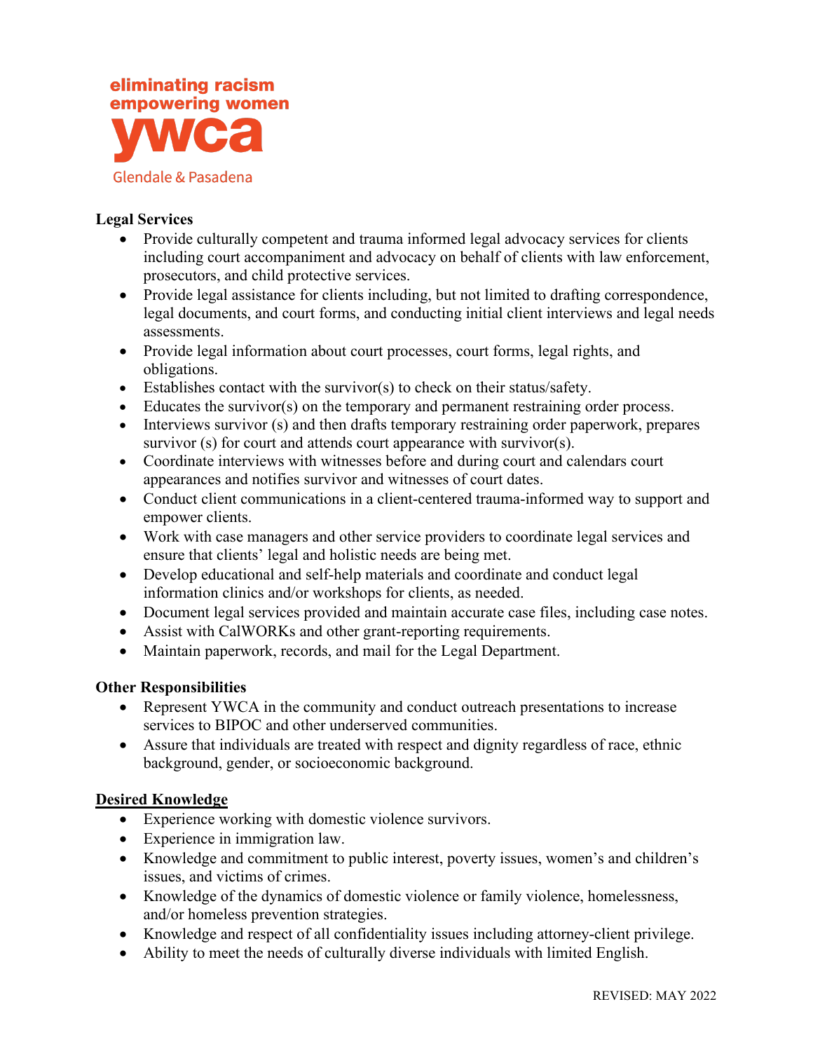eliminating racism
empowering women
ywca
Glendale & Pasadena

**Legal Services**

- Provide culturally competent and trauma informed legal advocacy services for clients including court accompaniment and advocacy on behalf of clients with law enforcement, prosecutors, and child protective services.
- Provide legal assistance for clients including, but not limited to drafting correspondence, legal documents, and court forms, and conducting initial client interviews and legal needs assessments.
- Provide legal information about court processes, court forms, legal rights, and obligations.
- Establishes contact with the survivor(s) to check on their status/safety.
- Educates the survivor(s) on the temporary and permanent restraining order process.
- Interviews survivor (s) and then drafts temporary restraining order paperwork, prepares survivor (s) for court and attends court appearance with survivor(s).
- Coordinate interviews with witnesses before and during court and calendars court appearances and notifies survivor and witnesses of court dates.
- Conduct client communications in a client-centered trauma-informed way to support and empower clients.
- Work with case managers and other service providers to coordinate legal services and ensure that clients' legal and holistic needs are being met.
- Develop educational and self-help materials and coordinate and conduct legal information clinics and/or workshops for clients, as needed.
- Document legal services provided and maintain accurate case files, including case notes.
- Assist with CalWORKs and other grant-reporting requirements.
- Maintain paperwork, records, and mail for the Legal Department.

**Other Responsibilities**

- Represent YWCA in the community and conduct outreach presentations to increase services to BIPOC and other underserved communities.
- Assure that individuals are treated with respect and dignity regardless of race, ethnic background, gender, or socioeconomic background.

**Desired Knowledge**

- Experience working with domestic violence survivors.
- Experience in immigration law.
- Knowledge and commitment to public interest, poverty issues, women's and children's issues, and victims of crimes.
- Knowledge of the dynamics of domestic violence or family violence, homelessness, and/or homeless prevention strategies.
- Knowledge and respect of all confidentiality issues including attorney-client privilege.
- Ability to meet the needs of culturally diverse individuals with limited English.

REVISED: MAY 2022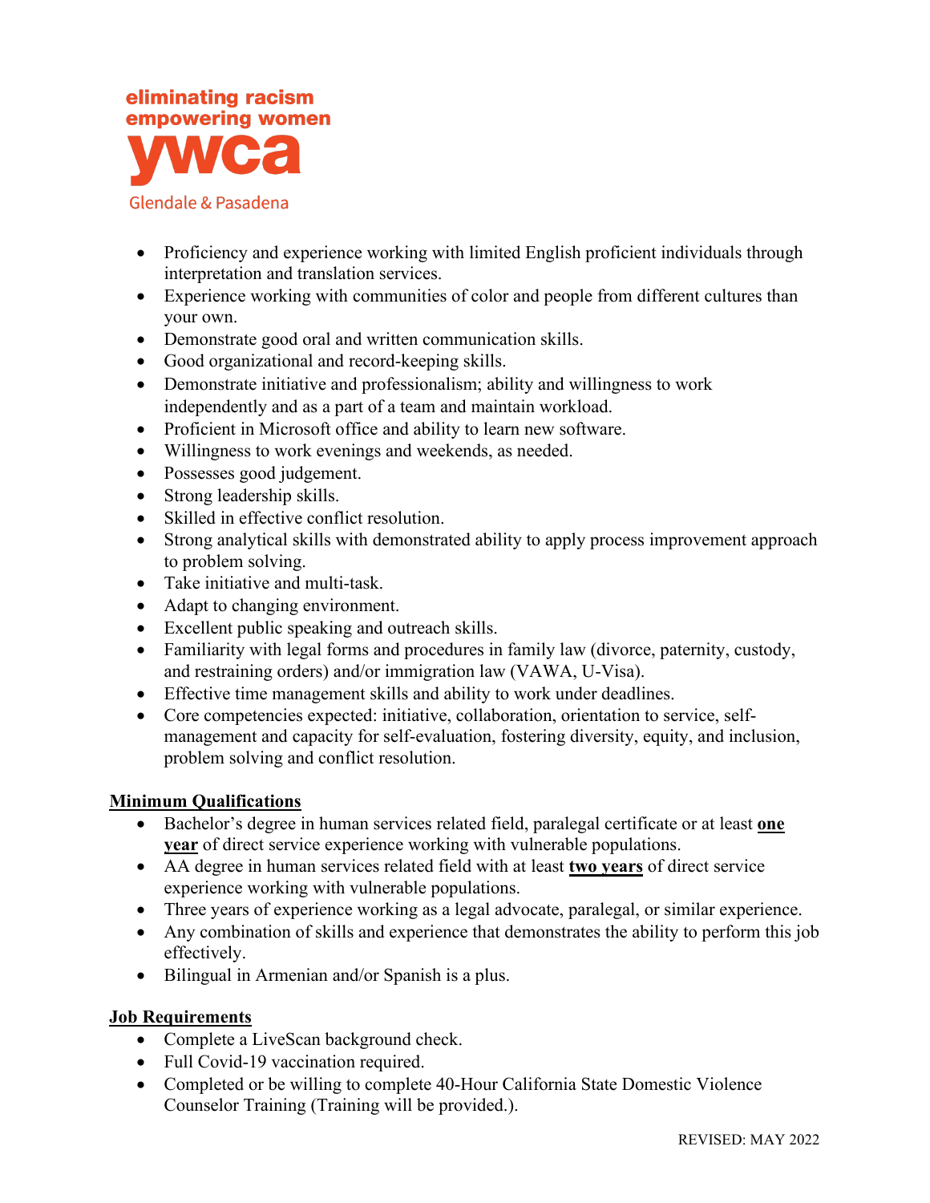- Proficiency and experience working with limited English proficient individuals through interpretation and translation services.
- Experience working with communities of color and people from different cultures than your own.
- Demonstrate good oral and written communication skills.
- Good organizational and record-keeping skills.
- Demonstrate initiative and professionalism; ability and willingness to work independently and as a part of a team and maintain workload.
- Proficient in Microsoft office and ability to learn new software.
- Willingness to work evenings and weekends, as needed.
- Possesses good judgement.
- Strong leadership skills.
- Skilled in effective conflict resolution.
- Strong analytical skills with demonstrated ability to apply process improvement approach to problem solving.
- Take initiative and multi-task.
- Adapt to changing environment.
- Excellent public speaking and outreach skills.
- Familiarity with legal forms and procedures in family law (divorce, paternity, custody, and restraining orders) and/or immigration law (VAWA, U-Visa).
- Effective time management skills and ability to work under deadlines.
- Core competencies expected: initiative, collaboration, orientation to service, self-management and capacity for self-evaluation, fostering diversity, equity, and inclusion, problem solving and conflict resolution.

## Minimum Qualifications

- Bachelor's degree in human services related field, paralegal certificate or at least **one year** of direct service experience working with vulnerable populations.
- AA degree in human services related field with at least **two years** of direct service experience working with vulnerable populations.
- Three years of experience working as a legal advocate, paralegal, or similar experience.
- Any combination of skills and experience that demonstrates the ability to perform this job effectively.
- Bilingual in Armenian and/or Spanish is a plus.

## Job Requirements

- Complete a LiveScan background check.
- Full Covid-19 vaccination required.
- Completed or be willing to complete 40-Hour California State Domestic Violence Counselor Training (Training will be provided.).

REVISED: MAY 2022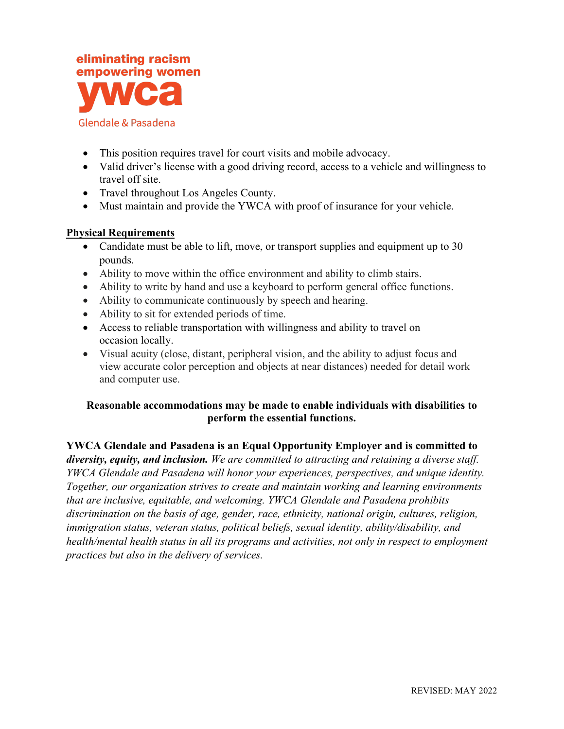- This position requires travel for court visits and mobile advocacy.
- Valid driver's license with a good driving record, access to a vehicle and willingness to travel off site.
- Travel throughout Los Angeles County.
- Must maintain and provide the YWCA with proof of insurance for your vehicle.

**Physical Requirements**

- Candidate must be able to lift, move, or transport supplies and equipment up to 30 pounds.
- Ability to move within the office environment and ability to climb stairs.
- Ability to write by hand and use a keyboard to perform general office functions.
- Ability to communicate continuously by speech and hearing.
- Ability to sit for extended periods of time.
- Access to reliable transportation with willingness and ability to travel on occasion locally.
- Visual acuity (close, distant, peripheral vision, and the ability to adjust focus and view accurate color perception and objects at near distances) needed for detail work and computer use.

**Reasonable accommodations may be made to enable individuals with disabilities to perform the essential functions.**

**YWCA Glendale and Pasadena is an Equal Opportunity Employer and is committed to *diversity, equity, and inclusion.*** *We are committed to attracting and retaining a diverse staff. YWCA Glendale and Pasadena will honor your experiences, perspectives, and unique identity. Together, our organization strives to create and maintain working and learning environments that are inclusive, equitable, and welcoming. YWCA Glendale and Pasadena prohibits discrimination on the basis of age, gender, race, ethnicity, national origin, cultures, religion, immigration status, veteran status, political beliefs, sexual identity, ability/disability, and health/mental health status in all its programs and activities, not only in respect to employment practices but also in the delivery of services.*

REVISED: MAY 2022